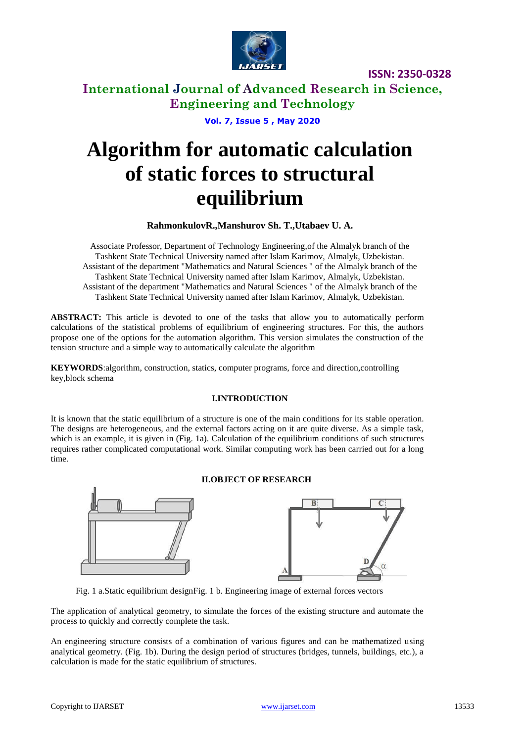# Algorithm for automatic calculation of static forces to structural equilibrium

**RahmonkulovR.,Manshurov Sh. T.,Utabaev U. A.**

Associate Professor, Department of Technology Engineering,of the Almalyk branch of the Tashkent State Technical University named after Islam Karimov, Almalyk, Uzbekistan.
Assistant of the department "Mathematics and Natural Sciences " of the Almalyk branch of the Tashkent State Technical University named after Islam Karimov, Almalyk, Uzbekistan.
Assistant of the department "Mathematics and Natural Sciences " of the Almalyk branch of the Tashkent State Technical University named after Islam Karimov, Almalyk, Uzbekistan.

**ABSTRACT:** This article is devoted to one of the tasks that allow you to automatically perform calculations of the statistical problems of equilibrium of engineering structures. For this, the authors propose one of the options for the automation algorithm. This version simulates the construction of the tension structure and a simple way to automatically calculate the algorithm

**KEYWORDS**:algorithm, construction, statics, computer programs, force and direction,controlling key,block schema

## I.INTRODUCTION

It is known that the static equilibrium of a structure is one of the main conditions for its stable operation. The designs are heterogeneous, and the external factors acting on it are quite diverse. As a simple task, which is an example, it is given in (Fig. 1a). Calculation of the equilibrium conditions of such structures requires rather complicated computational work. Similar computing work has been carried out for a long time.

## II.OBJECT OF RESEARCH

Fig. 1 a.Static equilibrium designFig. 1 b. Engineering image of external forces vectors

The application of analytical geometry, to simulate the forces of the existing structure and automate the process to quickly and correctly complete the task.

An engineering structure consists of a combination of various figures and can be mathematized using analytical geometry. (Fig. 1b). During the design period of structures (bridges, tunnels, buildings, etc.), a calculation is made for the static equilibrium of structures.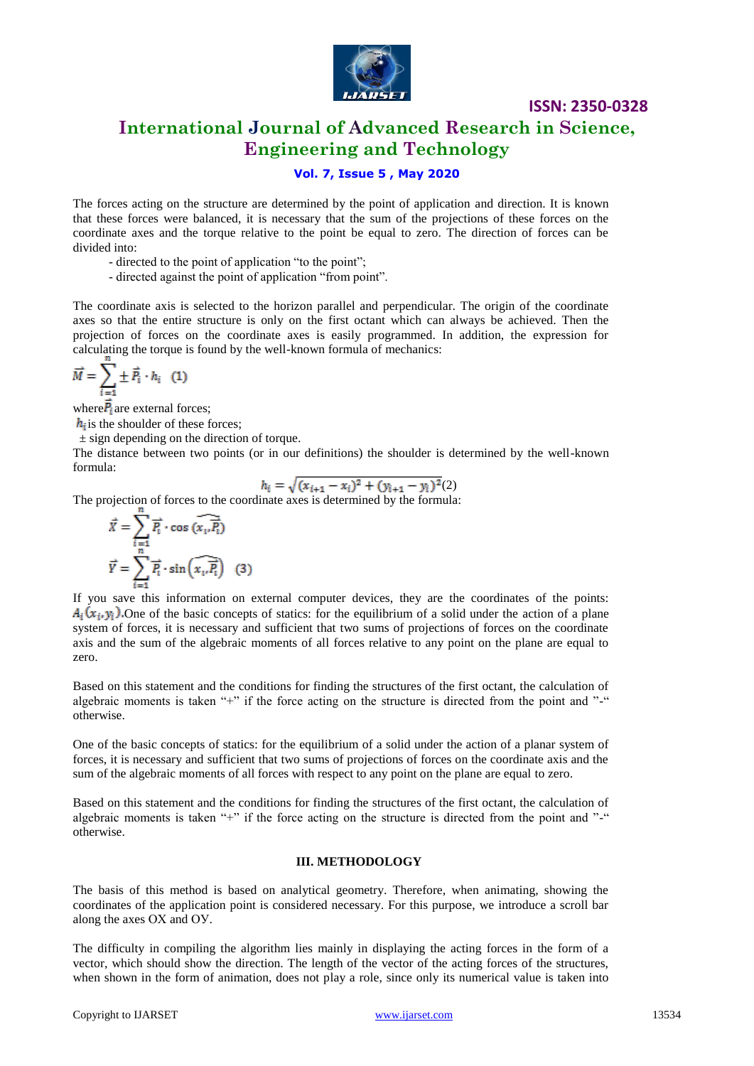The forces acting on the structure are determined by the point of application and direction. It is known that these forces were balanced, it is necessary that the sum of the projections of these forces on the coordinate axes and the torque relative to the point be equal to zero. The direction of forces can be divided into:

- directed to the point of application "to the point";
- directed against the point of application "from point".

The coordinate axis is selected to the horizon parallel and perpendicular. The origin of the coordinate axes so that the entire structure is only on the first octant which can always be achieved. Then the projection of forces on the coordinate axes is easily programmed. In addition, the expression for calculating the torque is found by the well-known formula of mechanics:

$$\vec{M} = \sum_{i=1}^{n} \pm \vec{P}_i \cdot h_i \quad (1)$$

where $\vec{P}_i$ are external forces;
$h_i$ is the shoulder of these forces;
± sign depending on the direction of torque.
The distance between two points (or in our definitions) the shoulder is determined by the well-known formula:

$$h_i = \sqrt{(x_{i+1} - x_i)^2 + (y_{i+1} - y_i)^2} \quad (2)$$

The projection of forces to the coordinate axes is determined by the formula:

$$\vec{X} = \sum_{i=1}^{n} \vec{P}_i \cdot \cos\left(\widehat{x_i, \vec{P}_i}\right)$$
$$\vec{Y} = \sum_{i=1}^{n} \vec{P}_i \cdot \sin\left(\widehat{x_i, \vec{P}_i}\right) \quad (3)$$

If you save this information on external computer devices, they are the coordinates of the points: $A_i(x_i, y_i)$.One of the basic concepts of statics: for the equilibrium of a solid under the action of a plane system of forces, it is necessary and sufficient that two sums of projections of forces on the coordinate axis and the sum of the algebraic moments of all forces relative to any point on the plane are equal to zero.

Based on this statement and the conditions for finding the structures of the first octant, the calculation of algebraic moments is taken "+" if the force acting on the structure is directed from the point and "-" otherwise.

One of the basic concepts of statics: for the equilibrium of a solid under the action of a planar system of forces, it is necessary and sufficient that two sums of projections of forces on the coordinate axis and the sum of the algebraic moments of all forces with respect to any point on the plane are equal to zero.

Based on this statement and the conditions for finding the structures of the first octant, the calculation of algebraic moments is taken "+" if the force acting on the structure is directed from the point and "-" otherwise.

## III. METHODOLOGY

The basis of this method is based on analytical geometry. Therefore, when animating, showing the coordinates of the application point is considered necessary. For this purpose, we introduce a scroll bar along the axes OX and OY.

The difficulty in compiling the algorithm lies mainly in displaying the acting forces in the form of a vector, which should show the direction. The length of the vector of the acting forces of the structures, when shown in the form of animation, does not play a role, since only its numerical value is taken into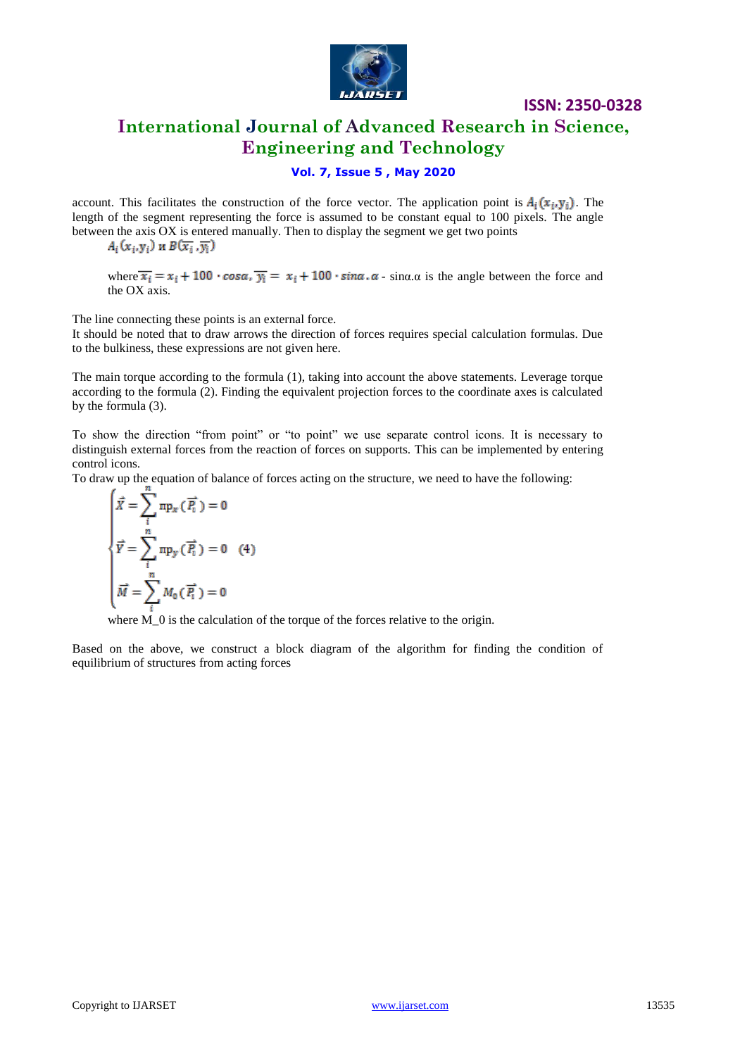account. This facilitates the construction of the force vector. The application point is $A_i(x_i, y_i)$. The length of the segment representing the force is assumed to be constant equal to 100 pixels. The angle between the axis OX is entered manually. Then to display the segment we get two points

$A_i(x_i, y_i)$ и $B(\overline{x_i}, \overline{y_i})$

where $\overline{x_i} = x_i + 100 \cdot cos\alpha$, $\overline{y_i} = x_i + 100 \cdot sin\alpha$. $\alpha$ - sinα.α is the angle between the force and the OX axis.

The line connecting these points is an external force.
It should be noted that to draw arrows the direction of forces requires special calculation formulas. Due to the bulkiness, these expressions are not given here.

The main torque according to the formula (1), taking into account the above statements. Leverage torque according to the formula (2). Finding the equivalent projection forces to the coordinate axes is calculated by the formula (3).

To show the direction "from point" or "to point" we use separate control icons. It is necessary to distinguish external forces from the reaction of forces on supports. This can be implemented by entering control icons.
To draw up the equation of balance of forces acting on the structure, we need to have the following:

$$\begin{cases} \vec{X} = \sum_{i}^{n} \text{пр}_x(\vec{P_i}) = 0 \\ \vec{Y} = \sum_{i}^{n} \text{пр}_y(\vec{P_i}) = 0 \\ \vec{M} = \sum_{i}^{n} M_0(\vec{P_i}) = 0 \end{cases} \quad (4)$$

where M_0 is the calculation of the torque of the forces relative to the origin.

Based on the above, we construct a block diagram of the algorithm for finding the condition of equilibrium of structures from acting forces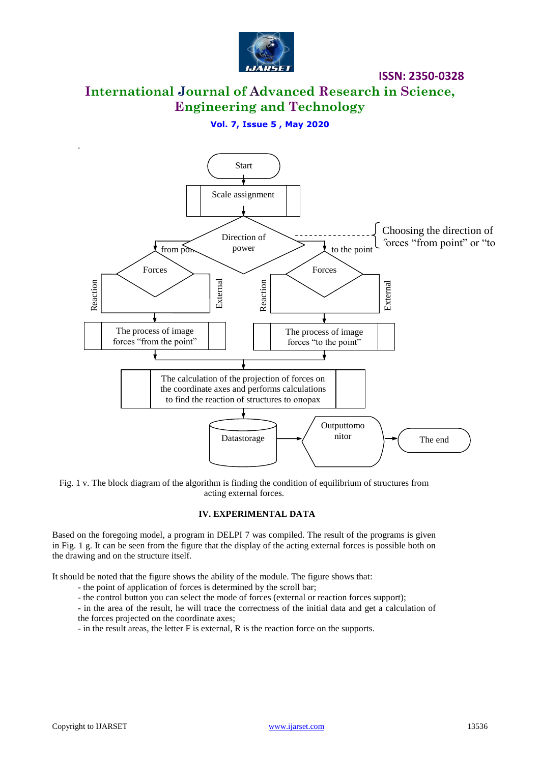Start

Scale assignment

Direction of power

from point — to the point

Choosing the direction of forces "from point" or "to

Forces — Reaction / External

Forces — Reaction / External

The process of image forces "from the point"

The process of image forces "to the point"

The calculation of the projection of forces on the coordinate axes and performs calculations to find the reaction of structures to опорах

Datastorage

Outputtomonitor

The end

Fig. 1 v. The block diagram of the algorithm is finding the condition of equilibrium of structures from acting external forces.

## IV. EXPERIMENTAL DATA

Based on the foregoing model, a program in DELPI 7 was compiled. The result of the programs is given in Fig. 1 g. It can be seen from the figure that the display of the acting external forces is possible both on the drawing and on the structure itself.

It should be noted that the figure shows the ability of the module. The figure shows that:

- the point of application of forces is determined by the scroll bar;
- the control button you can select the mode of forces (external or reaction forces support);
- in the area of the result, he will trace the correctness of the initial data and get a calculation of the forces projected on the coordinate axes;
- in the result areas, the letter F is external, R is the reaction force on the supports.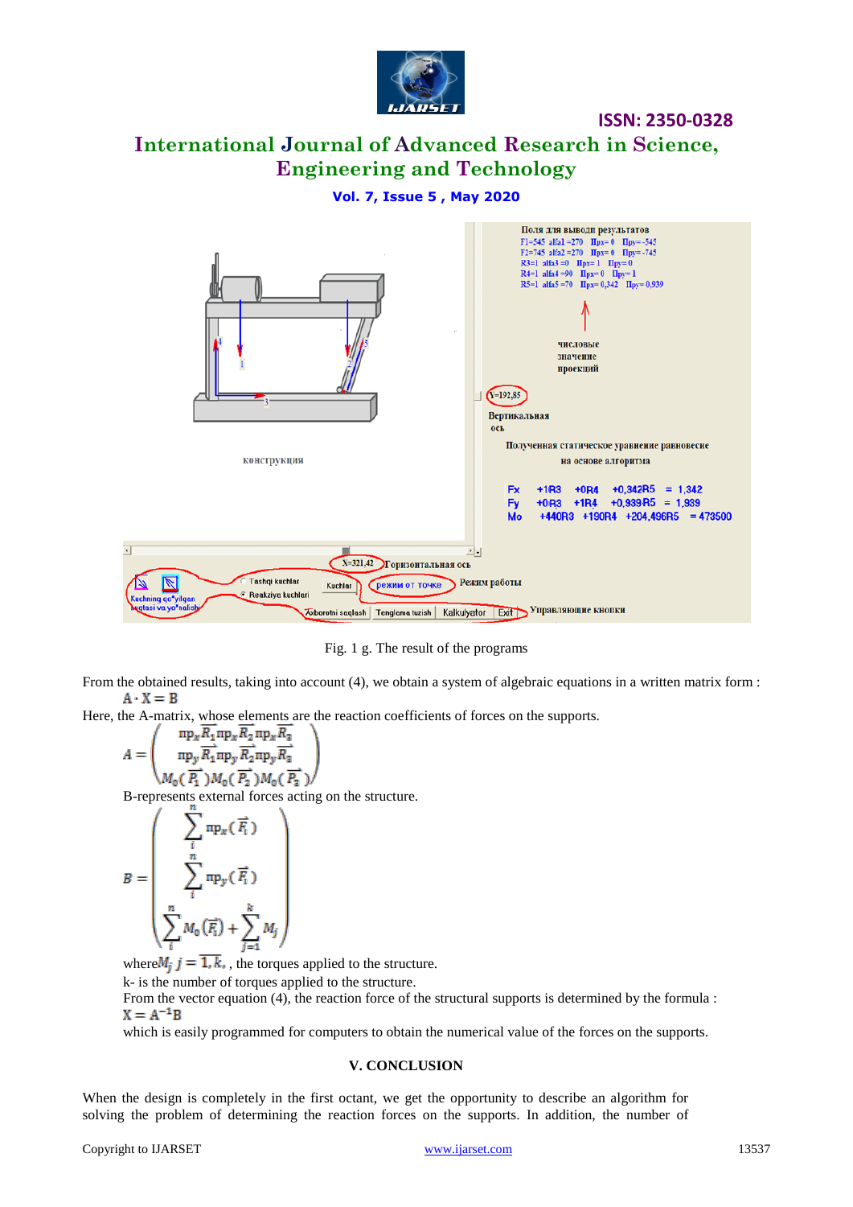Fig. 1 g. The result of the programs

From the obtained results, taking into account (4), we obtain a system of algebraic equations in a written matrix form :

$$A \cdot X = B$$

Here, the A-matrix, whose elements are the reaction coefficients of forces on the supports.

$$A = \begin{pmatrix} \text{пр}_x\vec{R}_1 \text{пр}_x\vec{R}_2 \text{пр}_x\vec{R}_3 \\ \text{пр}_y\vec{R}_1 \text{пр}_y\vec{R}_2 \text{пр}_y\vec{R}_3 \\ M_0(\vec{P}_1) M_0(\vec{P}_2) M_0(\vec{P}_3) \end{pmatrix}$$

B-represents external forces acting on the structure.

$$B = \begin{pmatrix} \sum_i^n \text{пр}_x(\vec{F}_i) \\ \sum_i^n \text{пр}_y(\vec{F}_i) \\ \sum_i^n M_0(\vec{F}_i) + \sum_{j=1}^k M_j \end{pmatrix}$$

where $M_j$ $j = \overline{1,k}$, , the torques applied to the structure.

k- is the number of torques applied to the structure.

From the vector equation (4), the reaction force of the structural supports is determined by the formula :

$$X = A^{-1}B$$

which is easily programmed for computers to obtain the numerical value of the forces on the supports.

## V. CONCLUSION

When the design is completely in the first octant, we get the opportunity to describe an algorithm for solving the problem of determining the reaction forces on the supports. In addition, the number of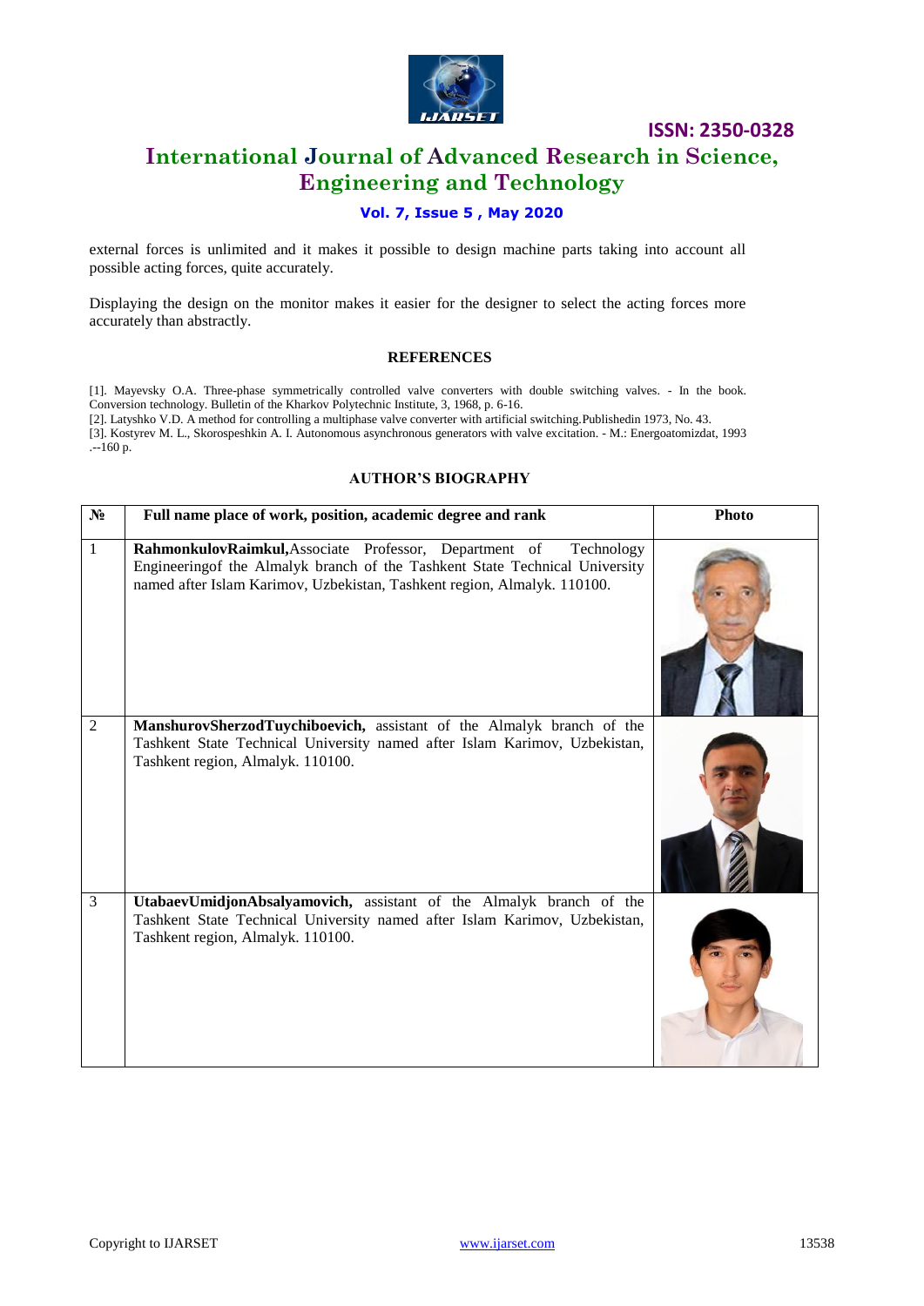external forces is unlimited and it makes it possible to design machine parts taking into account all possible acting forces, quite accurately.

Displaying the design on the monitor makes it easier for the designer to select the acting forces more accurately than abstractly.

## REFERENCES

[1]. Mayevsky O.A. Three-phase symmetrically controlled valve converters with double switching valves. - In the book. Conversion technology. Bulletin of the Kharkov Polytechnic Institute, 3, 1968, p. 6-16.
[2]. Latyshko V.D. A method for controlling a multiphase valve converter with artificial switching.Publishedin 1973, No. 43.
[3]. Kostyrev M. L., Skorospeshkin A. I. Autonomous asynchronous generators with valve excitation. - M.: Energoatomizdat, 1993 .--160 p.

## AUTHOR'S BIOGRAPHY

| № | Full name place of work, position, academic degree and rank | Photo |
|---|---|---|
| 1 | **RahmonkulovRaimkul,**Associate Professor, Department of Technology Engineeringof the Almalyk branch of the Tashkent State Technical University named after Islam Karimov, Uzbekistan, Tashkent region, Almalyk. 110100. | |
| 2 | **ManshurovSherzodTuychiboevich,** assistant of the Almalyk branch of the Tashkent State Technical University named after Islam Karimov, Uzbekistan, Tashkent region, Almalyk. 110100. | |
| 3 | **UtabaevUmidjonAbsalyamovich,** assistant of the Almalyk branch of the Tashkent State Technical University named after Islam Karimov, Uzbekistan, Tashkent region, Almalyk. 110100. | |